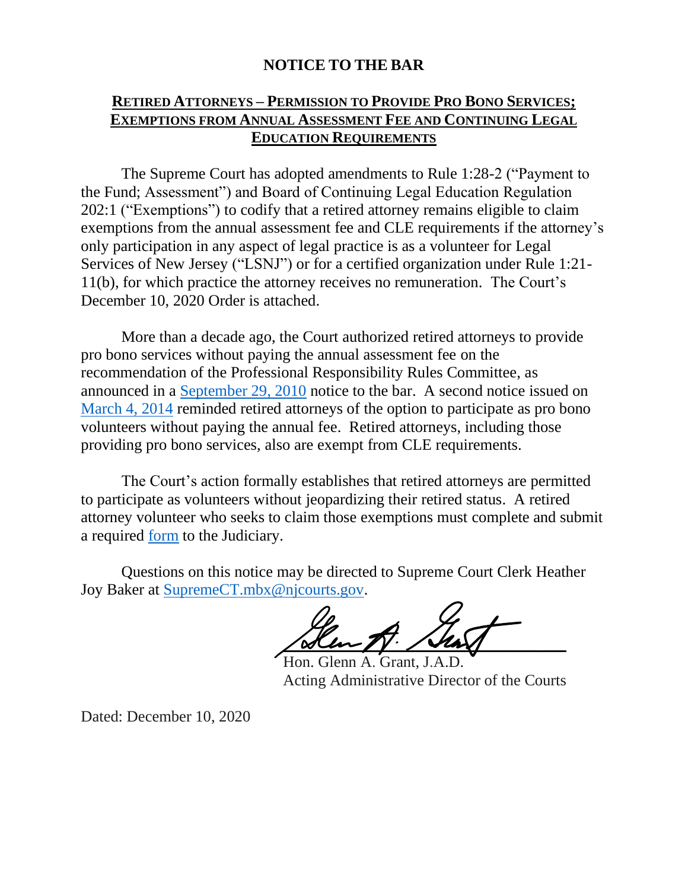# NOTICE TO THE BAR

## RETIRED ATTORNEYS – PERMISSION TO PROVIDE PRO BONO SERVICES; EXEMPTIONS FROM ANNUAL ASSESSMENT FEE AND CONTINUING LEGAL EDUCATION REQUIREMENTS

The Supreme Court has adopted amendments to Rule 1:28-2 ("Payment to the Fund; Assessment") and Board of Continuing Legal Education Regulation 202:1 ("Exemptions") to codify that a retired attorney remains eligible to claim exemptions from the annual assessment fee and CLE requirements if the attorney's only participation in any aspect of legal practice is as a volunteer for Legal Services of New Jersey ("LSNJ") or for a certified organization under Rule 1:21-11(b), for which practice the attorney receives no remuneration. The Court's December 10, 2020 Order is attached.

More than a decade ago, the Court authorized retired attorneys to provide pro bono services without paying the annual assessment fee on the recommendation of the Professional Responsibility Rules Committee, as announced in a September 29, 2010 notice to the bar. A second notice issued on March 4, 2014 reminded retired attorneys of the option to participate as pro bono volunteers without paying the annual fee. Retired attorneys, including those providing pro bono services, also are exempt from CLE requirements.

The Court's action formally establishes that retired attorneys are permitted to participate as volunteers without jeopardizing their retired status. A retired attorney volunteer who seeks to claim those exemptions must complete and submit a required form to the Judiciary.

Questions on this notice may be directed to Supreme Court Clerk Heather Joy Baker at SupremeCT.mbx@njcourts.gov.

Hon. Glenn A. Grant, J.A.D.
Acting Administrative Director of the Courts

Dated: December 10, 2020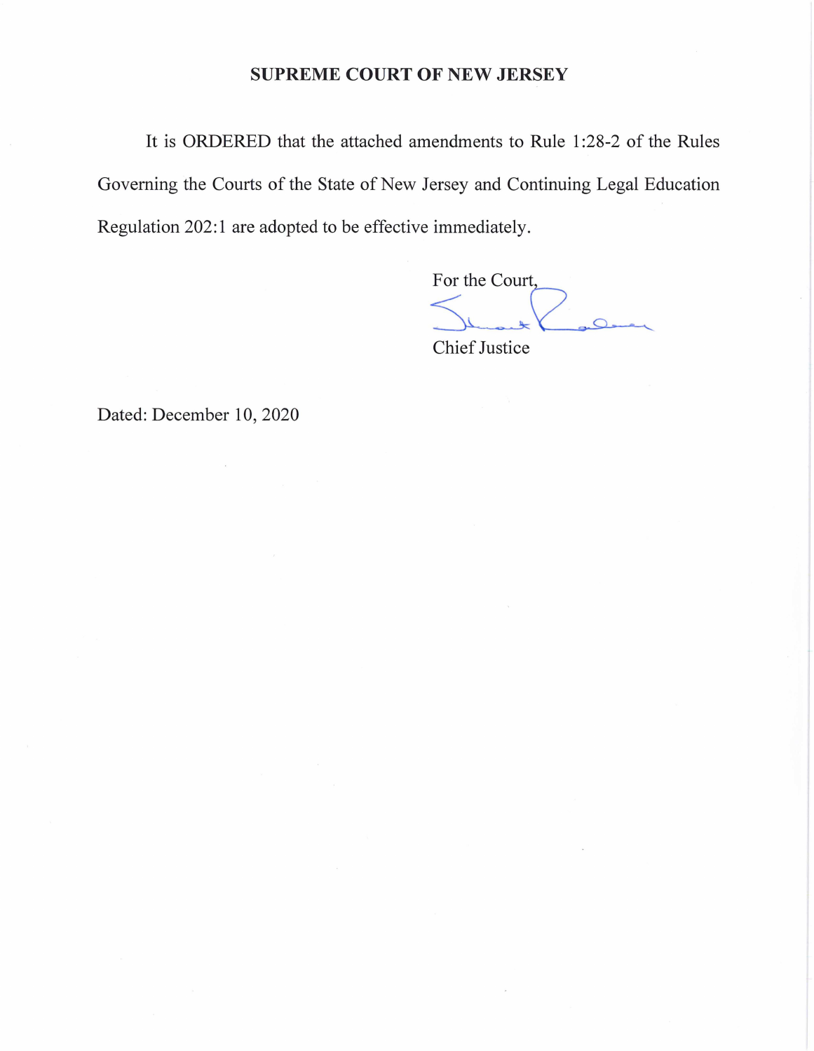**SUPREME COURT OF NEW JERSEY**

It is ORDERED that the attached amendments to Rule 1:28-2 of the Rules Governing the Courts of the State of New Jersey and Continuing Legal Education Regulation 202:1 are adopted to be effective immediately.

For the Court,

Chief Justice

Dated: December 10, 2020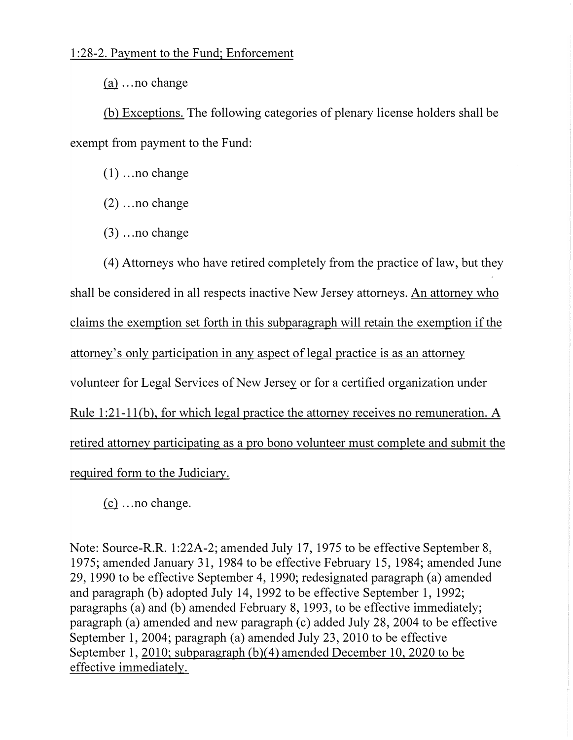1:28-2. Payment to the Fund; Enforcement

(a) …no change

(b) Exceptions. The following categories of plenary license holders shall be exempt from payment to the Fund:

(1) …no change

(2) …no change

(3) …no change

(4) Attorneys who have retired completely from the practice of law, but they shall be considered in all respects inactive New Jersey attorneys. An attorney who claims the exemption set forth in this subparagraph will retain the exemption if the attorney's only participation in any aspect of legal practice is as an attorney volunteer for Legal Services of New Jersey or for a certified organization under Rule 1:21-11(b), for which legal practice the attorney receives no remuneration. A retired attorney participating as a pro bono volunteer must complete and submit the required form to the Judiciary.

(c) …no change.

Note: Source-R.R. 1:22A-2; amended July 17, 1975 to be effective September 8, 1975; amended January 31, 1984 to be effective February 15, 1984; amended June 29, 1990 to be effective September 4, 1990; redesignated paragraph (a) amended and paragraph (b) adopted July 14, 1992 to be effective September 1, 1992; paragraphs (a) and (b) amended February 8, 1993, to be effective immediately; paragraph (a) amended and new paragraph (c) added July 28, 2004 to be effective September 1, 2004; paragraph (a) amended July 23, 2010 to be effective September 1, 2010; subparagraph (b)(4) amended December 10, 2020 to be effective immediately.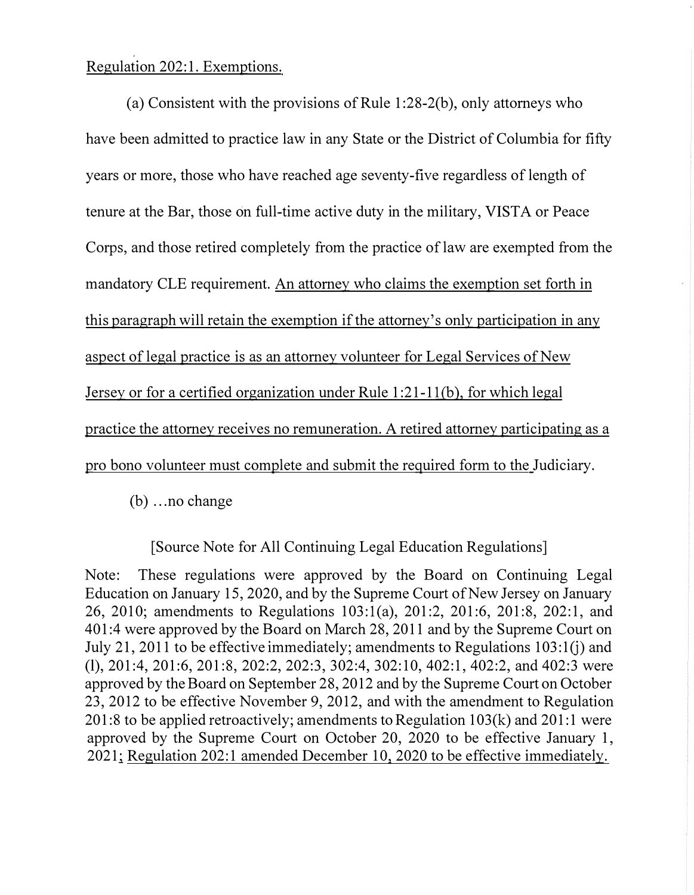Regulation 202:1. Exemptions.

(a) Consistent with the provisions of Rule 1:28-2(b), only attorneys who have been admitted to practice law in any State or the District of Columbia for fifty years or more, those who have reached age seventy-five regardless of length of tenure at the Bar, those on full-time active duty in the military, VISTA or Peace Corps, and those retired completely from the practice of law are exempted from the mandatory CLE requirement. An attorney who claims the exemption set forth in this paragraph will retain the exemption if the attorney's only participation in any aspect of legal practice is as an attorney volunteer for Legal Services of New Jersey or for a certified organization under Rule 1:21-11(b), for which legal practice the attorney receives no remuneration. A retired attorney participating as a pro bono volunteer must complete and submit the required form to the Judiciary.

(b) …no change

[Source Note for All Continuing Legal Education Regulations]

Note: These regulations were approved by the Board on Continuing Legal Education on January 15, 2020, and by the Supreme Court of New Jersey on January 26, 2010; amendments to Regulations 103:1(a), 201:2, 201:6, 201:8, 202:1, and 401:4 were approved by the Board on March 28, 2011 and by the Supreme Court on July 21, 2011 to be effective immediately; amendments to Regulations 103:1(j) and (l), 201:4, 201:6, 201:8, 202:2, 202:3, 302:4, 302:10, 402:1, 402:2, and 402:3 were approved by the Board on September 28, 2012 and by the Supreme Court on October 23, 2012 to be effective November 9, 2012, and with the amendment to Regulation 201:8 to be applied retroactively; amendments to Regulation 103(k) and 201:1 were approved by the Supreme Court on October 20, 2020 to be effective January 1, 2021; Regulation 202:1 amended December 10, 2020 to be effective immediately.